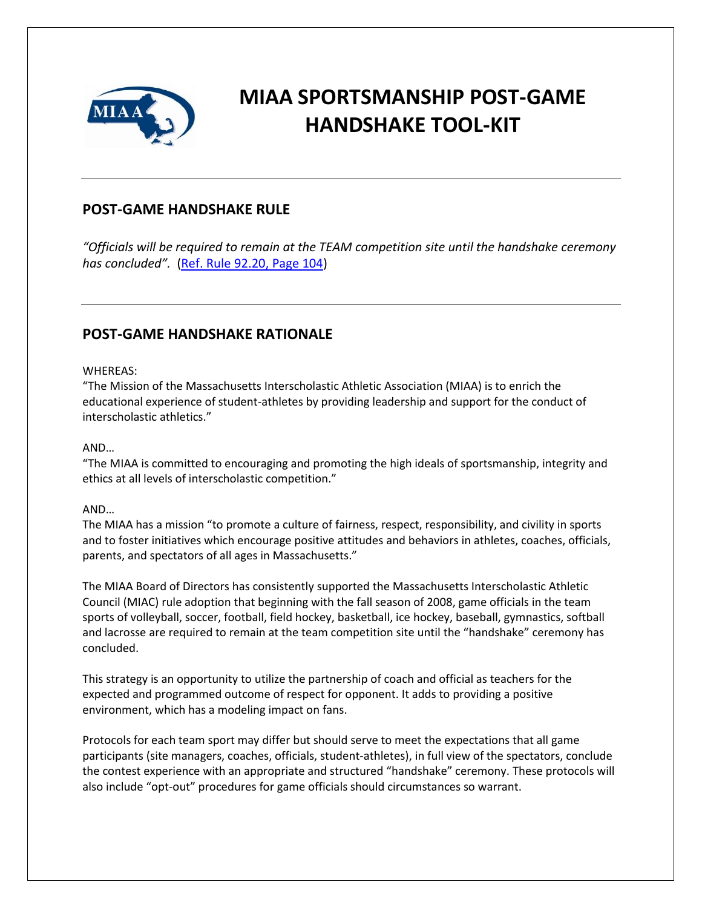# MIAA SPORTSMANSHIP POST-GAME HANDSHAKE TOOL-KIT

---

## POST-GAME HANDSHAKE RULE

*"Officials will be required to remain at the TEAM competition site until the handshake ceremony has concluded".* ([Ref. Rule 92.20, Page 104](Ref. Rule 92.20, Page 104))

---

## POST-GAME HANDSHAKE RATIONALE

WHEREAS:
"The Mission of the Massachusetts Interscholastic Athletic Association (MIAA) is to enrich the educational experience of student-athletes by providing leadership and support for the conduct of interscholastic athletics."

AND…
"The MIAA is committed to encouraging and promoting the high ideals of sportsmanship, integrity and ethics at all levels of interscholastic competition."

AND…
The MIAA has a mission "to promote a culture of fairness, respect, responsibility, and civility in sports and to foster initiatives which encourage positive attitudes and behaviors in athletes, coaches, officials, parents, and spectators of all ages in Massachusetts."

The MIAA Board of Directors has consistently supported the Massachusetts Interscholastic Athletic Council (MIAC) rule adoption that beginning with the fall season of 2008, game officials in the team sports of volleyball, soccer, football, field hockey, basketball, ice hockey, baseball, gymnastics, softball and lacrosse are required to remain at the team competition site until the "handshake" ceremony has concluded.

This strategy is an opportunity to utilize the partnership of coach and official as teachers for the expected and programmed outcome of respect for opponent. It adds to providing a positive environment, which has a modeling impact on fans.

Protocols for each team sport may differ but should serve to meet the expectations that all game participants (site managers, coaches, officials, student-athletes), in full view of the spectators, conclude the contest experience with an appropriate and structured "handshake" ceremony. These protocols will also include "opt-out" procedures for game officials should circumstances so warrant.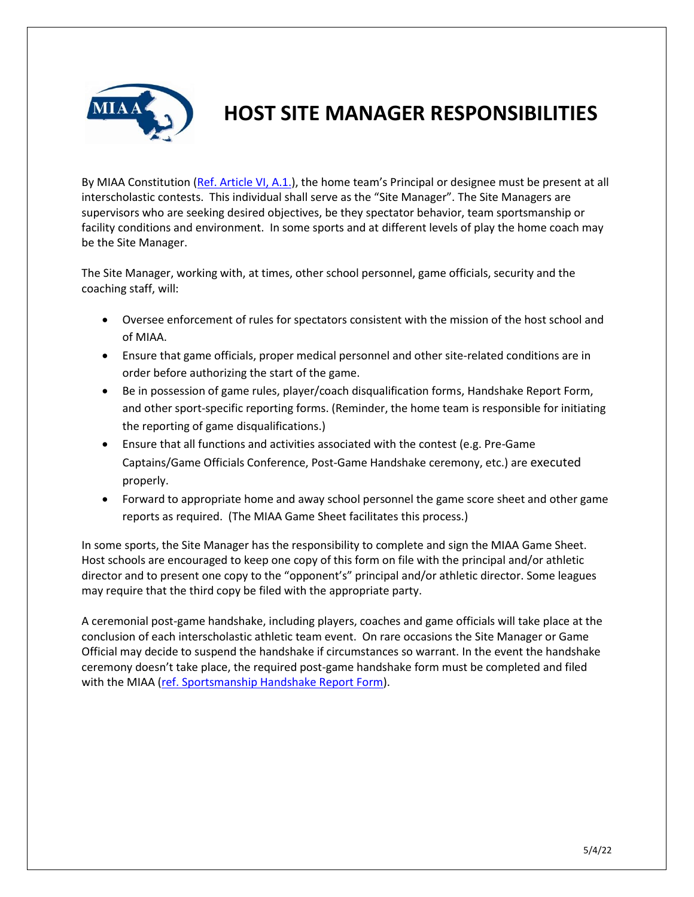# HOST SITE MANAGER RESPONSIBILITIES

By MIAA Constitution ([Ref. Article VI, A.1.]), the home team's Principal or designee must be present at all interscholastic contests. This individual shall serve as the "Site Manager". The Site Managers are supervisors who are seeking desired objectives, be they spectator behavior, team sportsmanship or facility conditions and environment. In some sports and at different levels of play the home coach may be the Site Manager.

The Site Manager, working with, at times, other school personnel, game officials, security and the coaching staff, will:

- Oversee enforcement of rules for spectators consistent with the mission of the host school and of MIAA.
- Ensure that game officials, proper medical personnel and other site-related conditions are in order before authorizing the start of the game.
- Be in possession of game rules, player/coach disqualification forms, Handshake Report Form, and other sport-specific reporting forms. (Reminder, the home team is responsible for initiating the reporting of game disqualifications.)
- Ensure that all functions and activities associated with the contest (e.g. Pre-Game Captains/Game Officials Conference, Post-Game Handshake ceremony, etc.) are executed properly.
- Forward to appropriate home and away school personnel the game score sheet and other game reports as required. (The MIAA Game Sheet facilitates this process.)

In some sports, the Site Manager has the responsibility to complete and sign the MIAA Game Sheet. Host schools are encouraged to keep one copy of this form on file with the principal and/or athletic director and to present one copy to the "opponent's" principal and/or athletic director. Some leagues may require that the third copy be filed with the appropriate party.

A ceremonial post-game handshake, including players, coaches and game officials will take place at the conclusion of each interscholastic athletic team event. On rare occasions the Site Manager or Game Official may decide to suspend the handshake if circumstances so warrant. In the event the handshake ceremony doesn't take place, the required post-game handshake form must be completed and filed with the MIAA ([ref. Sportsmanship Handshake Report Form]).

5/4/22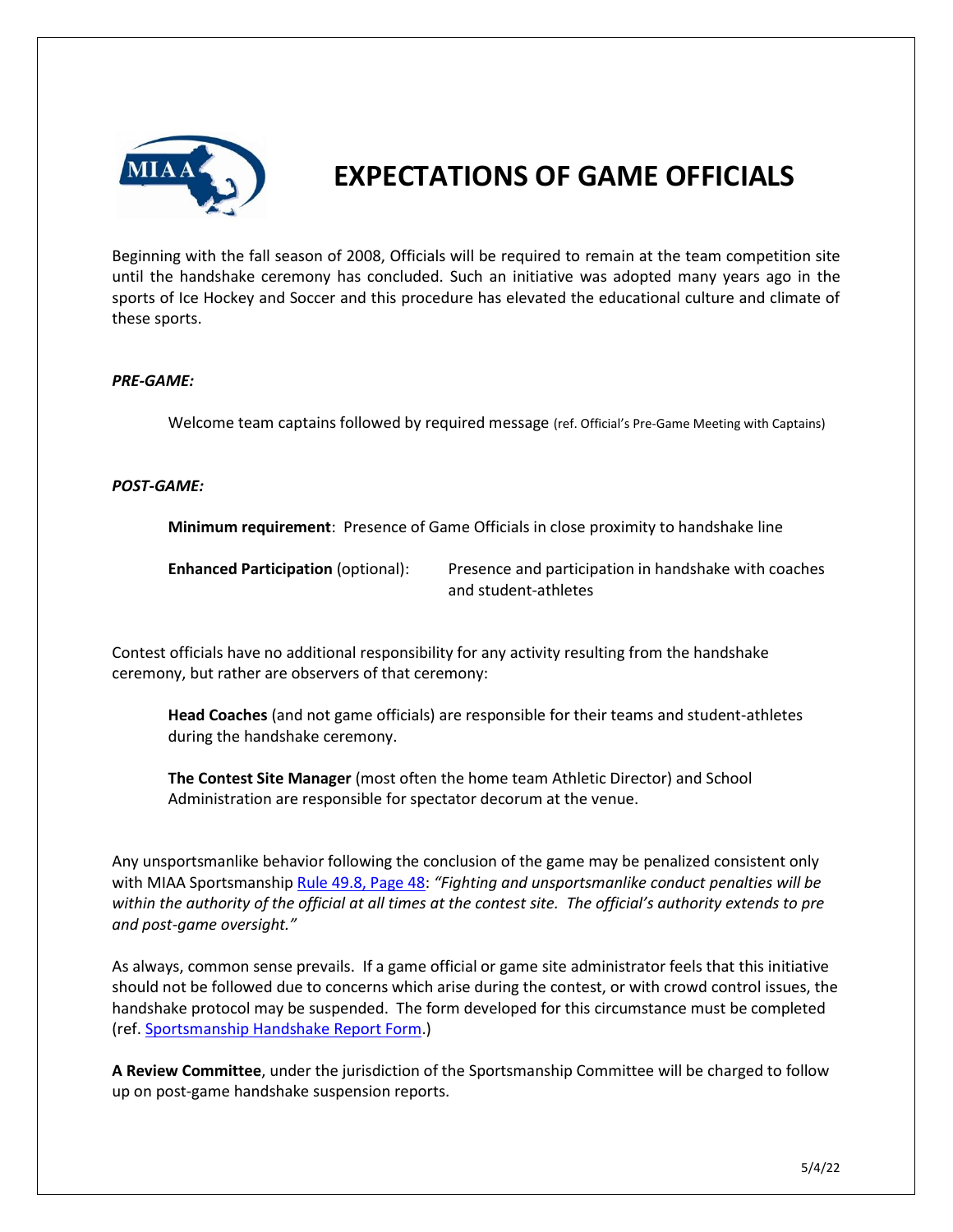# EXPECTATIONS OF GAME OFFICIALS

Beginning with the fall season of 2008, Officials will be required to remain at the team competition site until the handshake ceremony has concluded. Such an initiative was adopted many years ago in the sports of Ice Hockey and Soccer and this procedure has elevated the educational culture and climate of these sports.

***PRE-GAME:***

Welcome team captains followed by required message (ref. Official's Pre-Game Meeting with Captains)

***POST-GAME:***

**Minimum requirement**: Presence of Game Officials in close proximity to handshake line

**Enhanced Participation** (optional): Presence and participation in handshake with coaches and student-athletes

Contest officials have no additional responsibility for any activity resulting from the handshake ceremony, but rather are observers of that ceremony:

**Head Coaches** (and not game officials) are responsible for their teams and student-athletes during the handshake ceremony.

**The Contest Site Manager** (most often the home team Athletic Director) and School Administration are responsible for spectator decorum at the venue.

Any unsportsmanlike behavior following the conclusion of the game may be penalized consistent only with MIAA Sportsmanship Rule 49.8, Page 48: *"Fighting and unsportsmanlike conduct penalties will be within the authority of the official at all times at the contest site. The official's authority extends to pre and post-game oversight."*

As always, common sense prevails. If a game official or game site administrator feels that this initiative should not be followed due to concerns which arise during the contest, or with crowd control issues, the handshake protocol may be suspended. The form developed for this circumstance must be completed (ref. Sportsmanship Handshake Report Form.)

**A Review Committee**, under the jurisdiction of the Sportsmanship Committee will be charged to follow up on post-game handshake suspension reports.

5/4/22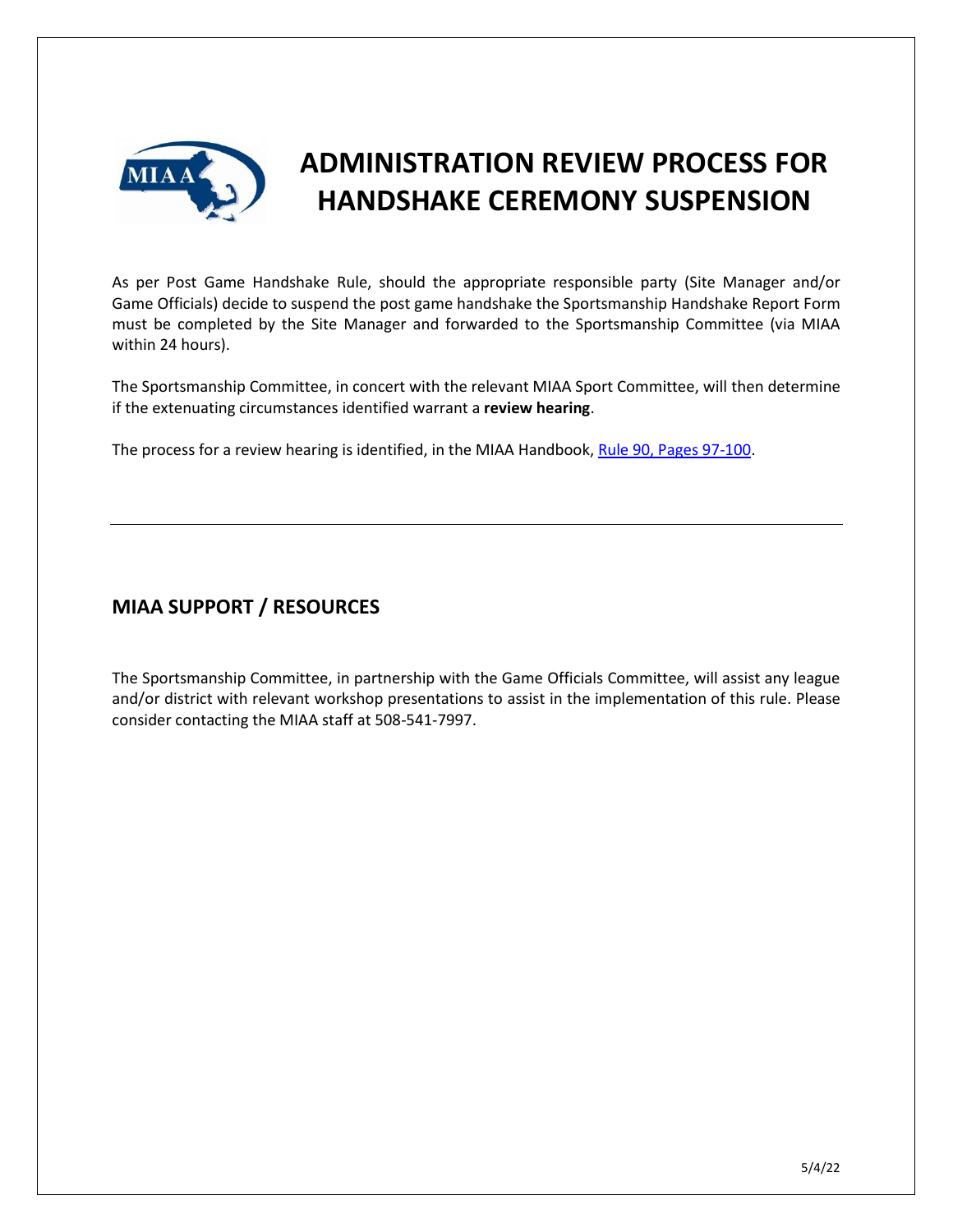# ADMINISTRATION REVIEW PROCESS FOR HANDSHAKE CEREMONY SUSPENSION

As per Post Game Handshake Rule, should the appropriate responsible party (Site Manager and/or Game Officials) decide to suspend the post game handshake the Sportsmanship Handshake Report Form must be completed by the Site Manager and forwarded to the Sportsmanship Committee (via MIAA within 24 hours).

The Sportsmanship Committee, in concert with the relevant MIAA Sport Committee, will then determine if the extenuating circumstances identified warrant a **review hearing**.

The process for a review hearing is identified, in the MIAA Handbook, Rule 90, Pages 97-100.

---

## MIAA SUPPORT / RESOURCES

The Sportsmanship Committee, in partnership with the Game Officials Committee, will assist any league and/or district with relevant workshop presentations to assist in the implementation of this rule. Please consider contacting the MIAA staff at 508-541-7997.

5/4/22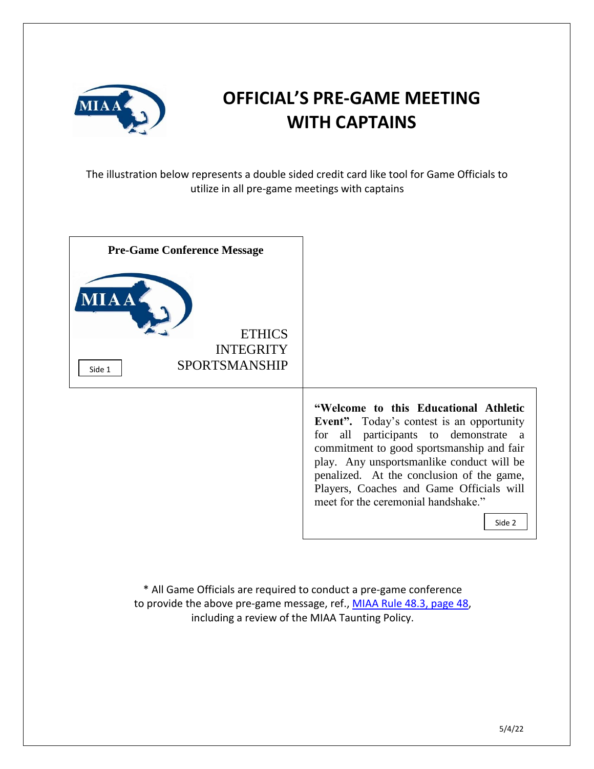# OFFICIAL'S PRE-GAME MEETING WITH CAPTAINS

The illustration below represents a double sided credit card like tool for Game Officials to utilize in all pre-game meetings with captains

**Pre-Game Conference Message**

ETHICS
INTEGRITY
SPORTSMANSHIP

Side 1

**"Welcome to this Educational Athletic Event".** Today's contest is an opportunity for all participants to demonstrate a commitment to good sportsmanship and fair play. Any unsportsmanlike conduct will be penalized. At the conclusion of the game, Players, Coaches and Game Officials will meet for the ceremonial handshake."

Side 2

* All Game Officials are required to conduct a pre-game conference to provide the above pre-game message, ref., MIAA Rule 48.3, page 48, including a review of the MIAA Taunting Policy.

5/4/22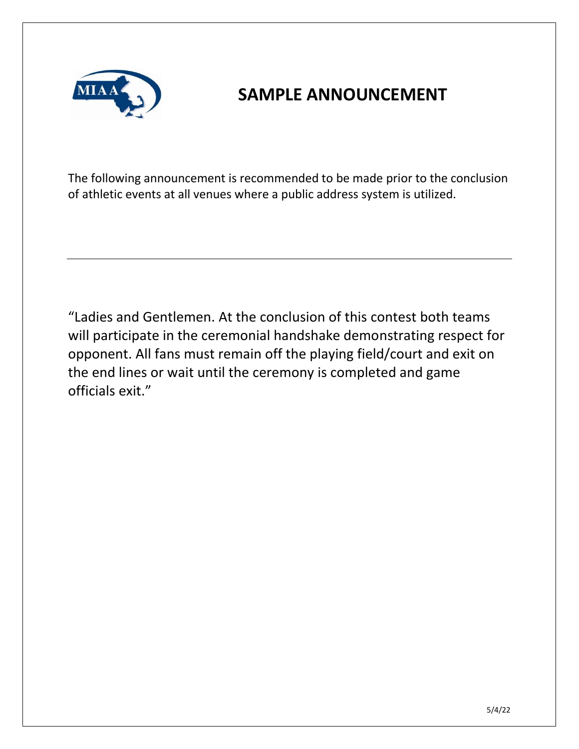# SAMPLE ANNOUNCEMENT

The following announcement is recommended to be made prior to the conclusion of athletic events at all venues where a public address system is utilized.

---

"Ladies and Gentlemen. At the conclusion of this contest both teams will participate in the ceremonial handshake demonstrating respect for opponent. All fans must remain off the playing field/court and exit on the end lines or wait until the ceremony is completed and game officials exit."

5/4/22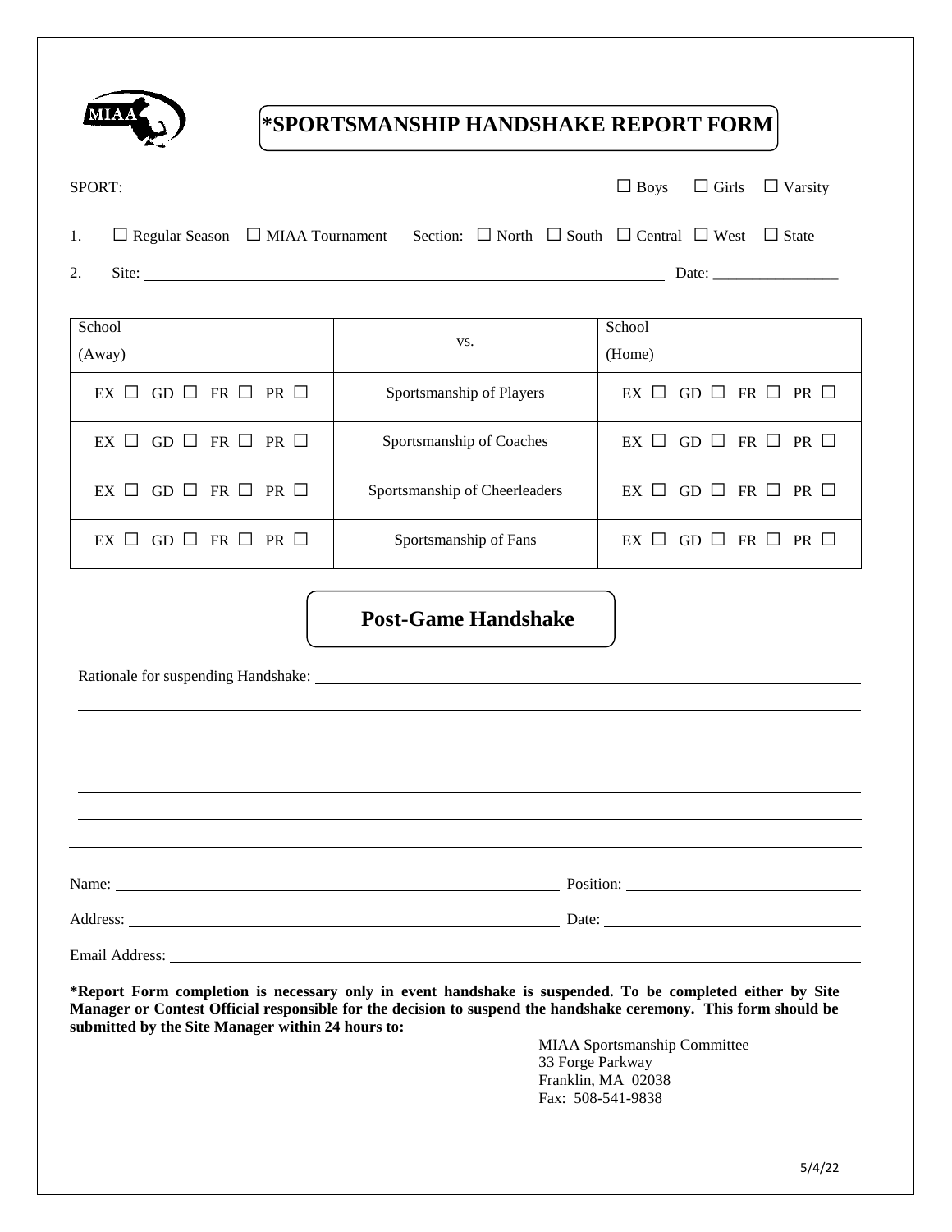# *SPORTSMANSHIP HANDSHAKE REPORT FORM

SPORT: ______________________________ ☐ Boys ☐ Girls ☐ Varsity

1. ☐ Regular Season ☐ MIAA Tournament Section: ☐ North ☐ South ☐ Central ☐ West ☐ State

2. Site: ______________________________ Date: ________________

| School (Away) | vs. | School (Home) |
|---|---|---|
| EX ☐ GD ☐ FR ☐ PR ☐ | Sportsmanship of Players | EX ☐ GD ☐ FR ☐ PR ☐ |
| EX ☐ GD ☐ FR ☐ PR ☐ | Sportsmanship of Coaches | EX ☐ GD ☐ FR ☐ PR ☐ |
| EX ☐ GD ☐ FR ☐ PR ☐ | Sportsmanship of Cheerleaders | EX ☐ GD ☐ FR ☐ PR ☐ |
| EX ☐ GD ☐ FR ☐ PR ☐ | Sportsmanship of Fans | EX ☐ GD ☐ FR ☐ PR ☐ |

## Post-Game Handshake

Rationale for suspending Handshake: ______________________________

______________________________

______________________________

______________________________

______________________________

______________________________

______________________________

Name: ______________________________ Position: ______________________________

Address: ______________________________ Date: ______________________________

Email Address: ______________________________

**\*Report Form completion is necessary only in event handshake is suspended. To be completed either by Site Manager or Contest Official responsible for the decision to suspend the handshake ceremony. This form should be submitted by the Site Manager within 24 hours to:**

MIAA Sportsmanship Committee
33 Forge Parkway
Franklin, MA 02038
Fax: 508-541-9838

5/4/22